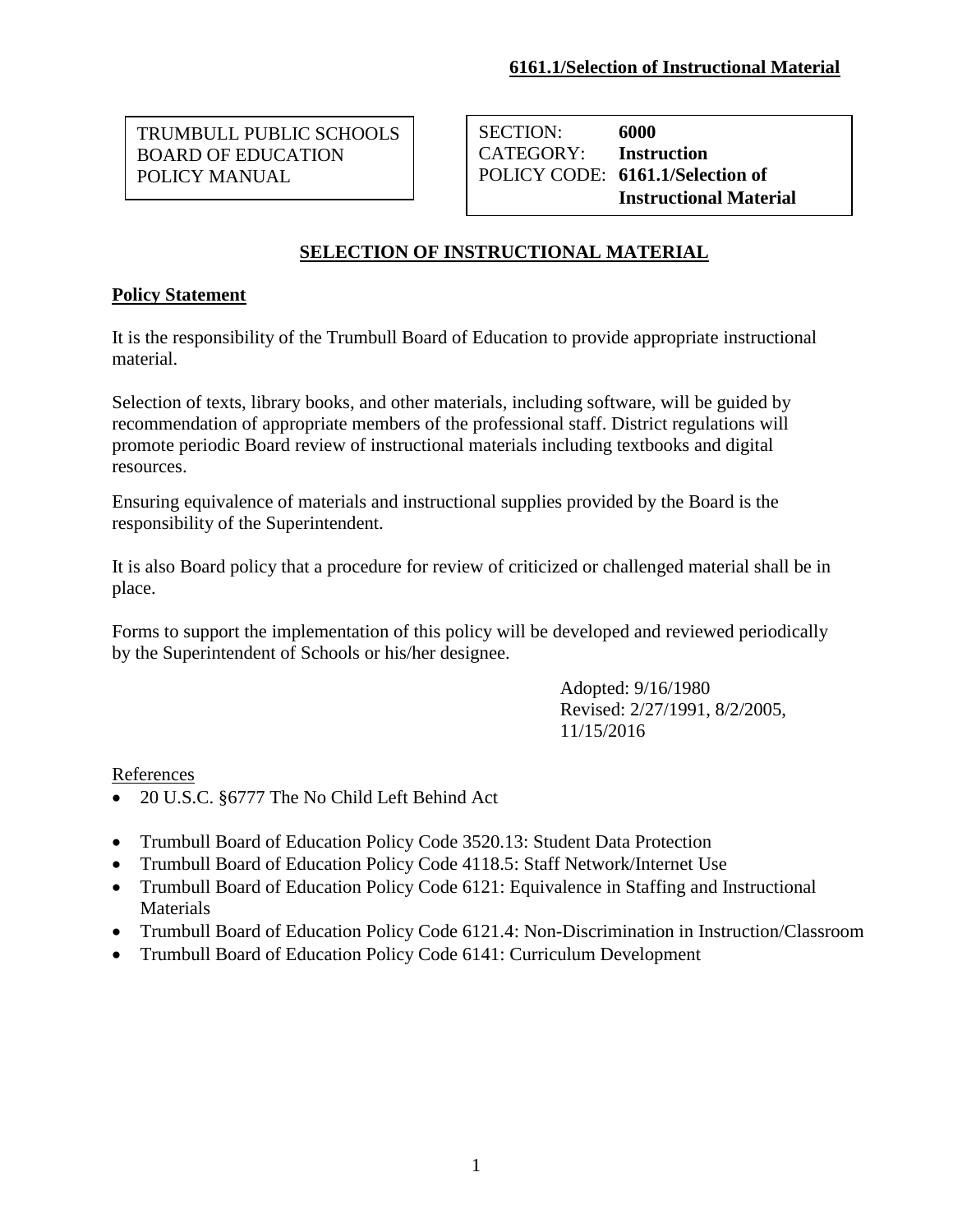**6161.1/Selection of Instructional Material**

| TRUMBULL PUBLIC SCHOOLS BOARD OF EDUCATION POLICY MANUAL | |
|---|---|

| | |
|---|---|
| SECTION: | **6000** |
| CATEGORY: | **Instruction** |
| POLICY CODE: | **6161.1/Selection of Instructional Material** |

# SELECTION OF INSTRUCTIONAL MATERIAL

## Policy Statement

It is the responsibility of the Trumbull Board of Education to provide appropriate instructional material.

Selection of texts, library books, and other materials, including software, will be guided by recommendation of appropriate members of the professional staff. District regulations will promote periodic Board review of instructional materials including textbooks and digital resources.

Ensuring equivalence of materials and instructional supplies provided by the Board is the responsibility of the Superintendent.

It is also Board policy that a procedure for review of criticized or challenged material shall be in place.

Forms to support the implementation of this policy will be developed and reviewed periodically by the Superintendent of Schools or his/her designee.

Adopted: 9/16/1980
Revised: 2/27/1991, 8/2/2005, 11/15/2016

References

- 20 U.S.C. §6777 The No Child Left Behind Act
- Trumbull Board of Education Policy Code 3520.13: Student Data Protection
- Trumbull Board of Education Policy Code 4118.5: Staff Network/Internet Use
- Trumbull Board of Education Policy Code 6121: Equivalence in Staffing and Instructional Materials
- Trumbull Board of Education Policy Code 6121.4: Non-Discrimination in Instruction/Classroom
- Trumbull Board of Education Policy Code 6141: Curriculum Development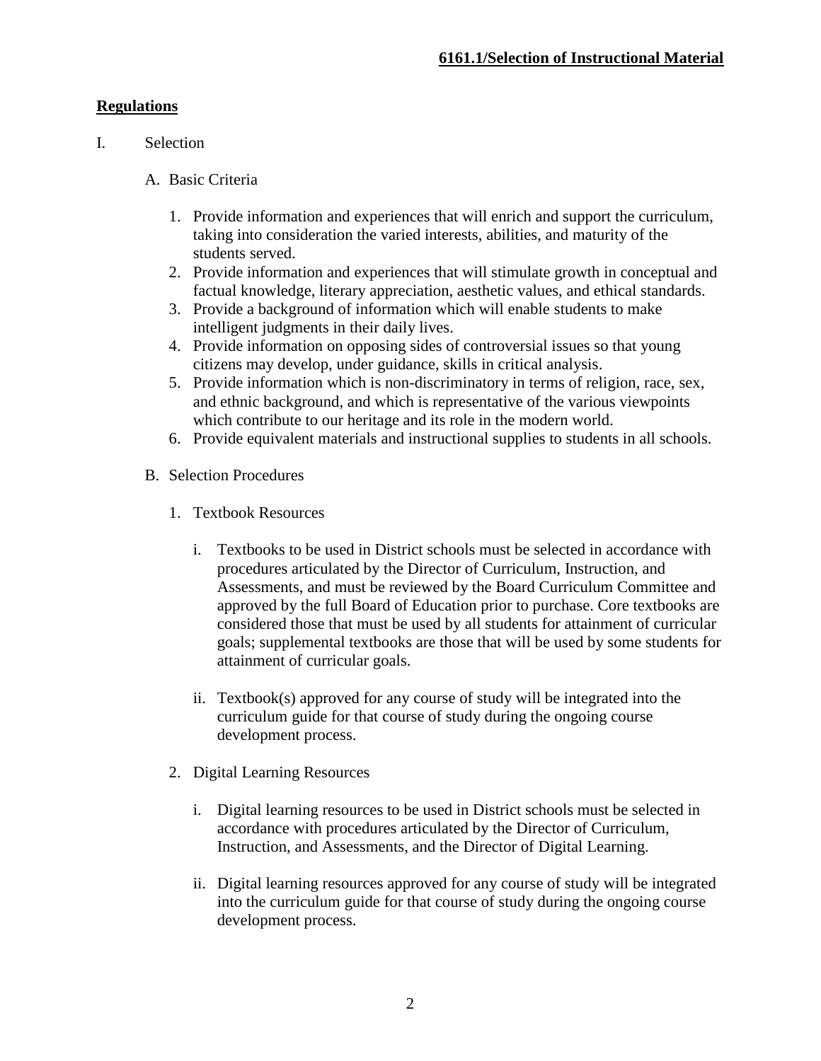## Regulations

I. Selection

A. Basic Criteria

1. Provide information and experiences that will enrich and support the curriculum, taking into consideration the varied interests, abilities, and maturity of the students served.
2. Provide information and experiences that will stimulate growth in conceptual and factual knowledge, literary appreciation, aesthetic values, and ethical standards.
3. Provide a background of information which will enable students to make intelligent judgments in their daily lives.
4. Provide information on opposing sides of controversial issues so that young citizens may develop, under guidance, skills in critical analysis.
5. Provide information which is non-discriminatory in terms of religion, race, sex, and ethnic background, and which is representative of the various viewpoints which contribute to our heritage and its role in the modern world.
6. Provide equivalent materials and instructional supplies to students in all schools.

B. Selection Procedures

1. Textbook Resources

   i. Textbooks to be used in District schools must be selected in accordance with procedures articulated by the Director of Curriculum, Instruction, and Assessments, and must be reviewed by the Board Curriculum Committee and approved by the full Board of Education prior to purchase. Core textbooks are considered those that must be used by all students for attainment of curricular goals; supplemental textbooks are those that will be used by some students for attainment of curricular goals.

   ii. Textbook(s) approved for any course of study will be integrated into the curriculum guide for that course of study during the ongoing course development process.

2. Digital Learning Resources

   i. Digital learning resources to be used in District schools must be selected in accordance with procedures articulated by the Director of Curriculum, Instruction, and Assessments, and the Director of Digital Learning.

   ii. Digital learning resources approved for any course of study will be integrated into the curriculum guide for that course of study during the ongoing course development process.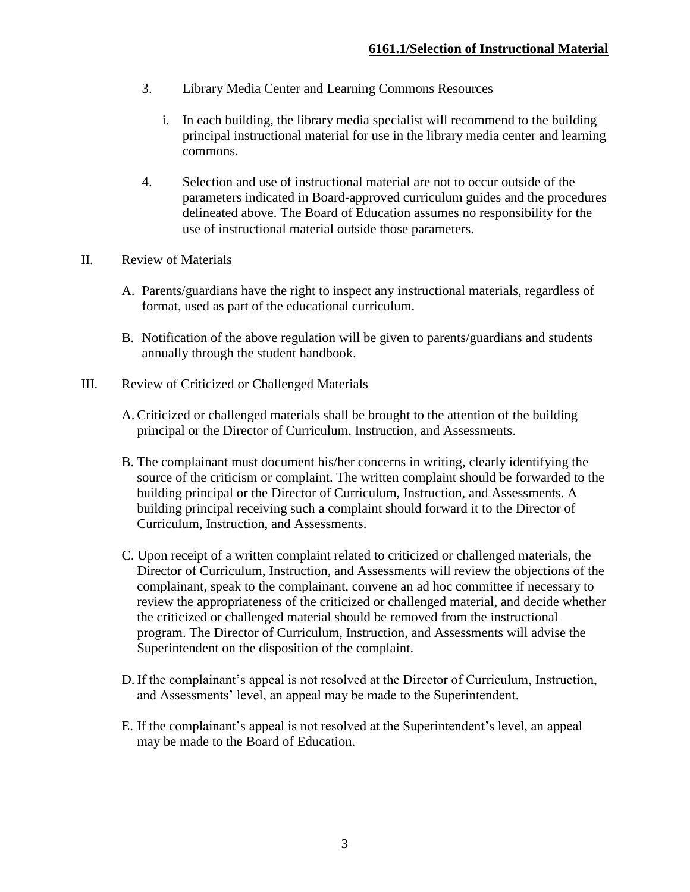3. Library Media Center and Learning Commons Resources

    i. In each building, the library media specialist will recommend to the building principal instructional material for use in the library media center and learning commons.

4. Selection and use of instructional material are not to occur outside of the parameters indicated in Board-approved curriculum guides and the procedures delineated above. The Board of Education assumes no responsibility for the use of instructional material outside those parameters.

II. Review of Materials

A. Parents/guardians have the right to inspect any instructional materials, regardless of format, used as part of the educational curriculum.

B. Notification of the above regulation will be given to parents/guardians and students annually through the student handbook.

III. Review of Criticized or Challenged Materials

A. Criticized or challenged materials shall be brought to the attention of the building principal or the Director of Curriculum, Instruction, and Assessments.

B. The complainant must document his/her concerns in writing, clearly identifying the source of the criticism or complaint. The written complaint should be forwarded to the building principal or the Director of Curriculum, Instruction, and Assessments. A building principal receiving such a complaint should forward it to the Director of Curriculum, Instruction, and Assessments.

C. Upon receipt of a written complaint related to criticized or challenged materials, the Director of Curriculum, Instruction, and Assessments will review the objections of the complainant, speak to the complainant, convene an ad hoc committee if necessary to review the appropriateness of the criticized or challenged material, and decide whether the criticized or challenged material should be removed from the instructional program. The Director of Curriculum, Instruction, and Assessments will advise the Superintendent on the disposition of the complaint.

D. If the complainant's appeal is not resolved at the Director of Curriculum, Instruction, and Assessments' level, an appeal may be made to the Superintendent.

E. If the complainant's appeal is not resolved at the Superintendent's level, an appeal may be made to the Board of Education.